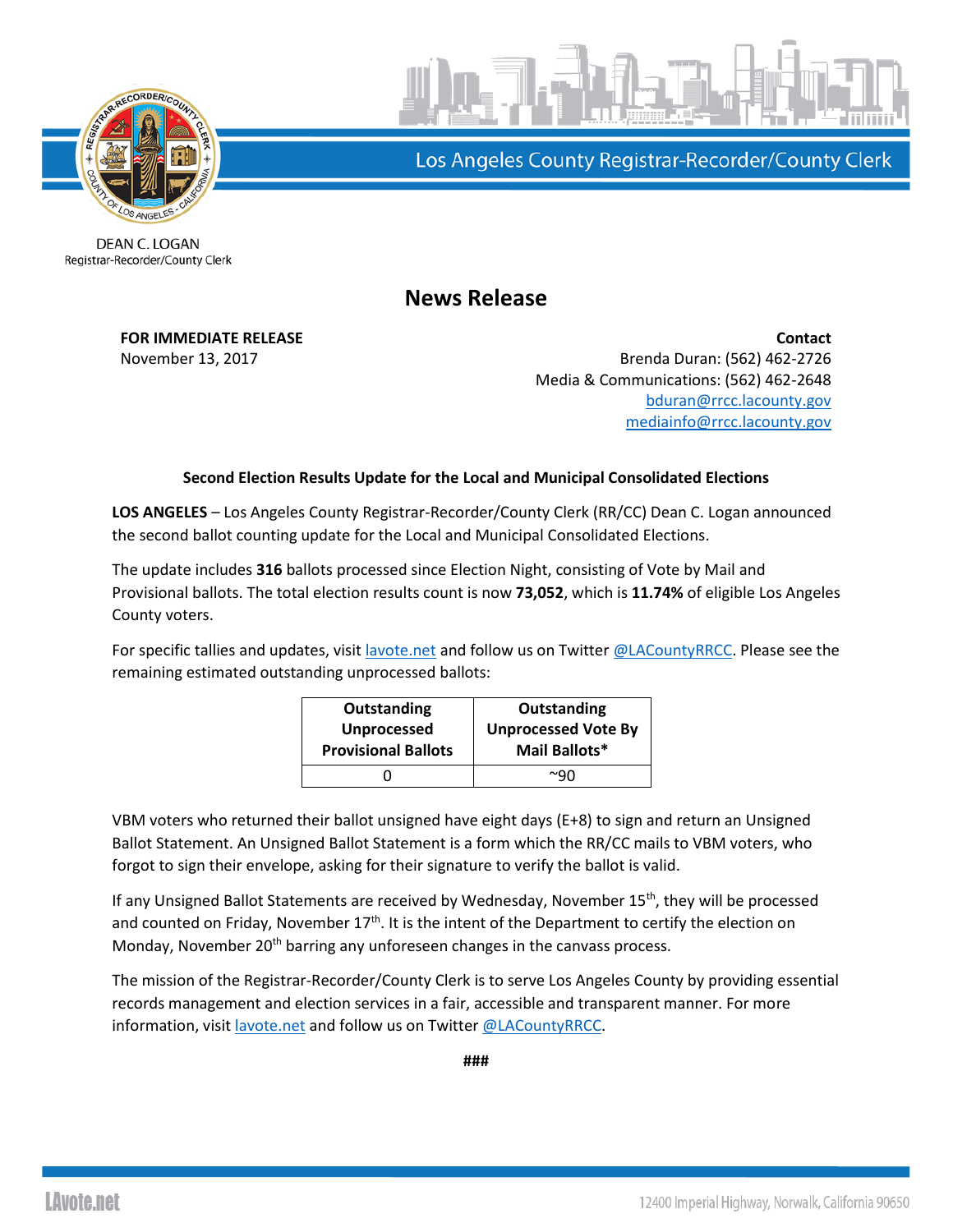Los Angeles County Registrar-Recorder/County Clerk

DEAN C. LOGAN
Registrar-Recorder/County Clerk

# News Release

**FOR IMMEDIATE RELEASE**
November 13, 2017

**Contact**
Brenda Duran: (562) 462-2726
Media & Communications: (562) 462-2648
bduran@rrcc.lacounty.gov
mediainfo@rrcc.lacounty.gov

**Second Election Results Update for the Local and Municipal Consolidated Elections**

**LOS ANGELES** – Los Angeles County Registrar-Recorder/County Clerk (RR/CC) Dean C. Logan announced the second ballot counting update for the Local and Municipal Consolidated Elections.

The update includes **316** ballots processed since Election Night, consisting of Vote by Mail and Provisional ballots. The total election results count is now **73,052**, which is **11.74%** of eligible Los Angeles County voters.

For specific tallies and updates, visit lavote.net and follow us on Twitter @LACountyRRCC. Please see the remaining estimated outstanding unprocessed ballots:

| Outstanding Unprocessed Provisional Ballots | Outstanding Unprocessed Vote By Mail Ballots* |
|---|---|
| 0 | ~90 |

VBM voters who returned their ballot unsigned have eight days (E+8) to sign and return an Unsigned Ballot Statement. An Unsigned Ballot Statement is a form which the RR/CC mails to VBM voters, who forgot to sign their envelope, asking for their signature to verify the ballot is valid.

If any Unsigned Ballot Statements are received by Wednesday, November 15th, they will be processed and counted on Friday, November 17th. It is the intent of the Department to certify the election on Monday, November 20th barring any unforeseen changes in the canvass process.

The mission of the Registrar-Recorder/County Clerk is to serve Los Angeles County by providing essential records management and election services in a fair, accessible and transparent manner. For more information, visit lavote.net and follow us on Twitter @LACountyRRCC.

###